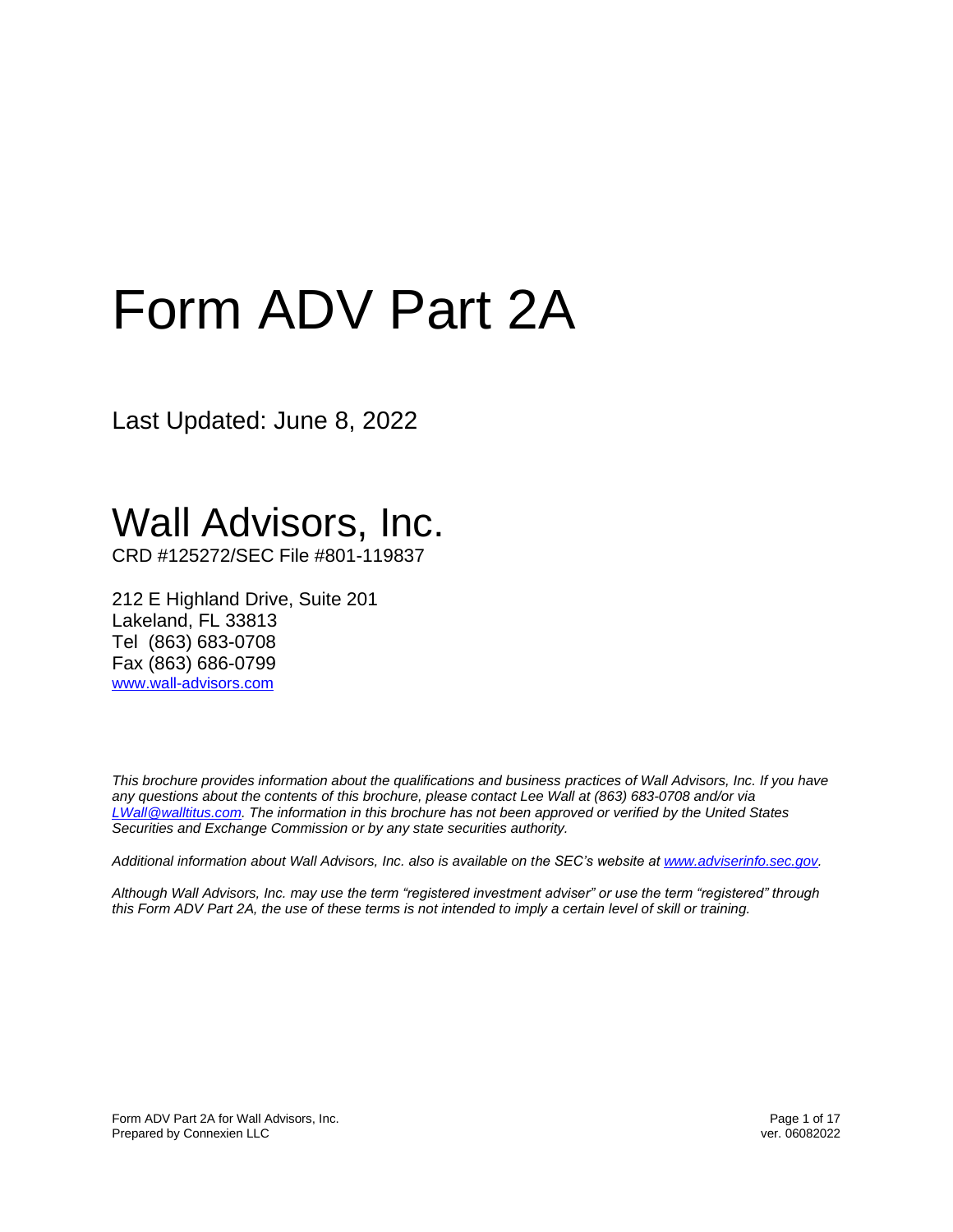# Form ADV Part 2A

Last Updated: June 8, 2022

## Wall Advisors, Inc.

CRD #125272/SEC File #801-119837

212 E Highland Drive, Suite 201
Lakeland, FL 33813
Tel (863) 683-0708
Fax (863) 686-0799
www.wall-advisors.com

*This brochure provides information about the qualifications and business practices of Wall Advisors, Inc. If you have any questions about the contents of this brochure, please contact Lee Wall at (863) 683-0708 and/or via LWall@walltitus.com. The information in this brochure has not been approved or verified by the United States Securities and Exchange Commission or by any state securities authority.*

*Additional information about Wall Advisors, Inc. also is available on the SEC's website at www.adviserinfo.sec.gov.*

*Although Wall Advisors, Inc. may use the term "registered investment adviser" or use the term "registered" through this Form ADV Part 2A, the use of these terms is not intended to imply a certain level of skill or training.*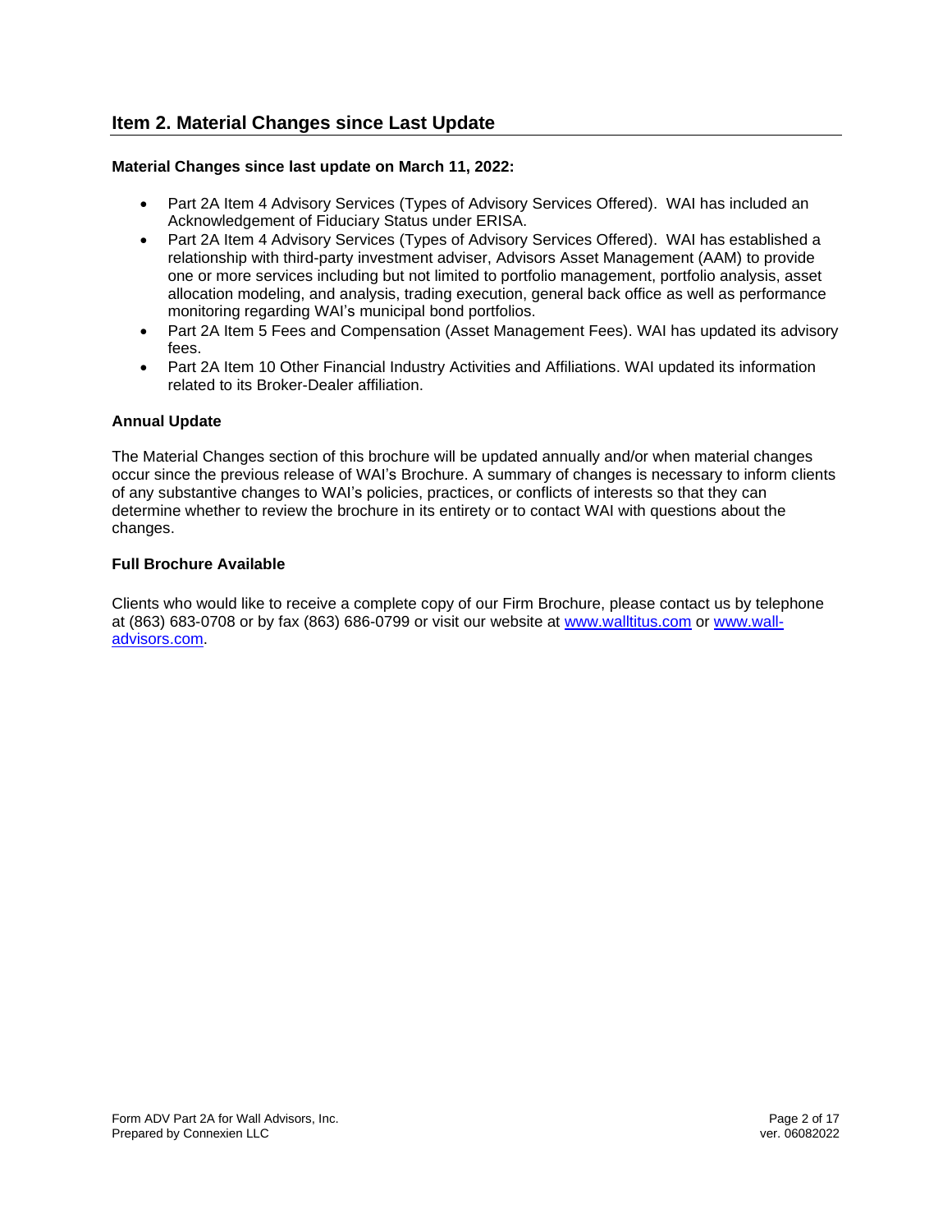## Item 2. Material Changes since Last Update

**Material Changes since last update on March 11, 2022:**

- Part 2A Item 4 Advisory Services (Types of Advisory Services Offered). WAI has included an Acknowledgement of Fiduciary Status under ERISA.
- Part 2A Item 4 Advisory Services (Types of Advisory Services Offered). WAI has established a relationship with third-party investment adviser, Advisors Asset Management (AAM) to provide one or more services including but not limited to portfolio management, portfolio analysis, asset allocation modeling, and analysis, trading execution, general back office as well as performance monitoring regarding WAI's municipal bond portfolios.
- Part 2A Item 5 Fees and Compensation (Asset Management Fees). WAI has updated its advisory fees.
- Part 2A Item 10 Other Financial Industry Activities and Affiliations. WAI updated its information related to its Broker-Dealer affiliation.

**Annual Update**

The Material Changes section of this brochure will be updated annually and/or when material changes occur since the previous release of WAI's Brochure. A summary of changes is necessary to inform clients of any substantive changes to WAI's policies, practices, or conflicts of interests so that they can determine whether to review the brochure in its entirety or to contact WAI with questions about the changes.

**Full Brochure Available**

Clients who would like to receive a complete copy of our Firm Brochure, please contact us by telephone at (863) 683-0708 or by fax (863) 686-0799 or visit our website at www.walltitus.com or www.wall-advisors.com.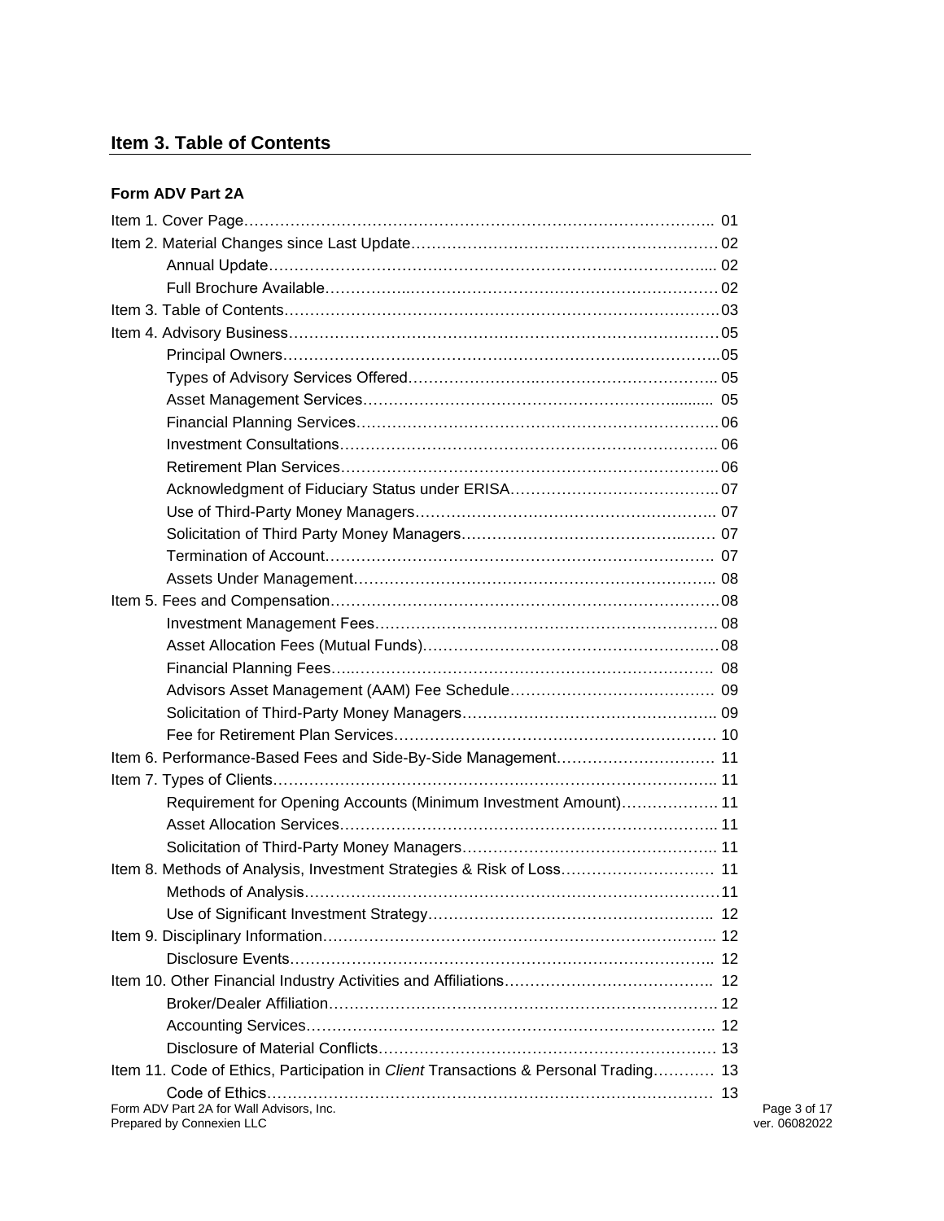## Item 3. Table of Contents

**Form ADV Part 2A**

Item 1. Cover Page………………………………………………………………………….. 01
Item 2. Material Changes since Last Update…………………………………………………02
    Annual Update………………………………………………………………………... 02
    Full Brochure Available……………………………………………………………… 02
Item 3. Table of Contents…………………………………………………………………….03
Item 4. Advisory Business……………………………………………………………………05
    Principal Owners………………………………………………………………………..05
    Types of Advisory Services Offered…………………………………………………….. 05
    Asset Management Services……………………………………………………......... 05
    Financial Planning Services…………………………………………………………….06
    Investment Consultations……………………………………………………………….. 06
    Retirement Plan Services……………………………………………………………….06
    Acknowledgment of Fiduciary Status under ERISA………………………………….. 07
    Use of Third-Party Money Managers………………………………………………….. 07
    Solicitation of Third Party Money Managers……………………………………..…… 07
    Termination of Account………………………………………………………………. 07
    Assets Under Management…………………………………………………………….. 08
Item 5. Fees and Compensation………………………………………………………………08
    Investment Management Fees…………………………………………………………. 08
    Asset Allocation Fees (Mutual Funds)………………………………………………….08
    Financial Planning Fees…..…………………………………………………………… 08
    Advisors Asset Management (AAM) Fee Schedule…………………………………. 09
    Solicitation of Third-Party Money Managers………………………………………….. 09
    Fee for Retirement Plan Services……………………………………………………… 10
Item 6. Performance-Based Fees and Side-By-Side Management………………………… 11
Item 7. Types of Clients…………………………………………………………………….. 11
    Requirement for Opening Accounts (Minimum Investment Amount)………………. 11
    Asset Allocation Services……………………………………………………………... 11
    Solicitation of Third-Party Money Managers………………………………………….. 11
Item 8. Methods of Analysis, Investment Strategies & Risk of Loss………………………… 11
    Methods of Analysis……………………………………………………………………11
    Use of Significant Investment Strategy……………………………………………….. 12
Item 9. Disciplinary Information…………………………………………………………….. 12
    Disclosure Events……………………………………………………………………... 12
Item 10. Other Financial Industry Activities and Affiliations………………………………….. 12
    Broker/Dealer Affiliation……………………………………………………………….12
    Accounting Services…………………………………………………………………... 12
    Disclosure of Material Conflicts………………………………………………………. 13
Item 11. Code of Ethics, Participation in *Client* Transactions & Personal Trading………… 13
    Code of Ethics……………………………………………………………………… 13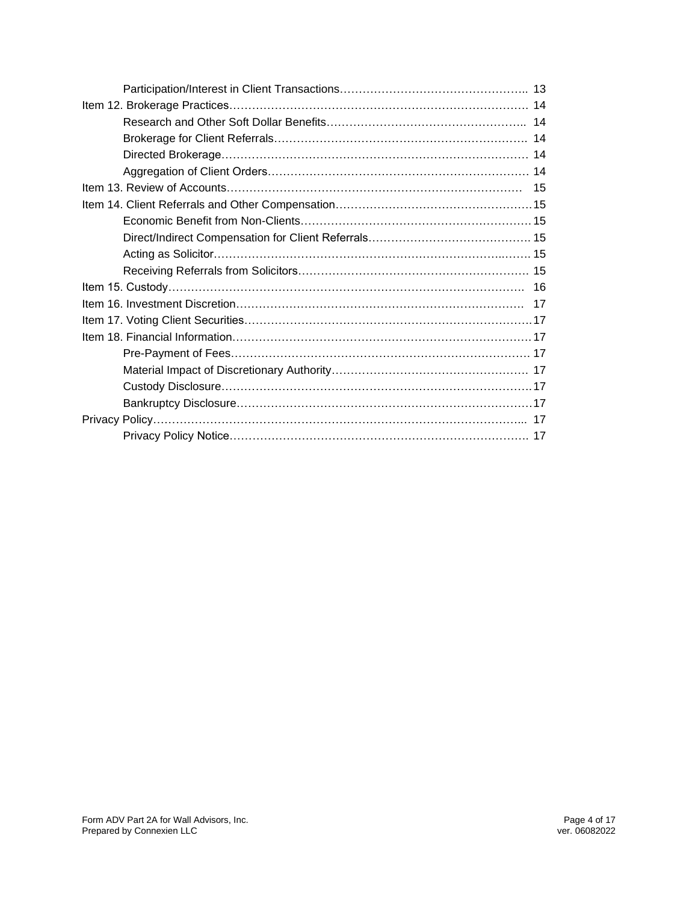Participation/Interest in Client Transactions………………………………………….. 13

Item 12. Brokerage Practices……………………………………………………………………. 14

Research and Other Soft Dollar Benefits…………………………………………….. 14

Brokerage for Client Referrals…………………………………………………………. 14

Directed Brokerage……………………………………………………………………… 14

Aggregation of Client Orders…………………………………………………………… 14

Item 13. Review of Accounts………………………………………………………………… 15

Item 14. Client Referrals and Other Compensation……………………………………………15

Economic Benefit from Non-Clients……………………………………………………15

Direct/Indirect Compensation for Client Referrals……………………………………. 15

Acting as Solicitor…………………………………………………………………..……. 15

Receiving Referrals from Solicitors……………………………………………….……. 15

Item 15. Custody………………………………………………………………………………… 16

Item 16. Investment Discretion………………………………………………………………… 17

Item 17. Voting Client Securities…………………………………………………………………17

Item 18. Financial Information……………………………………………………………………17

Pre-Payment of Fees……………………………………………………………………. 17

Material Impact of Discretionary Authority…………………………………………… 17

Custody Disclosure…………………………………………………………………………17

Bankruptcy Disclosure………………………………………………………………………17

Privacy Policy………………………………………………………………………………….. 17

Privacy Policy Notice……………………………………………………………………. 17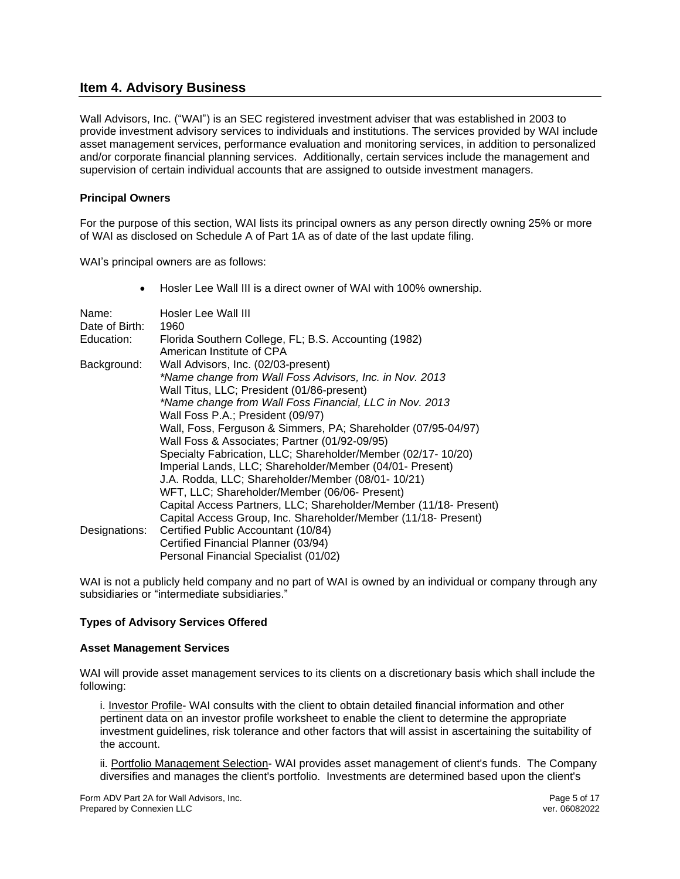## Item 4. Advisory Business

Wall Advisors, Inc. ("WAI") is an SEC registered investment adviser that was established in 2003 to provide investment advisory services to individuals and institutions. The services provided by WAI include asset management services, performance evaluation and monitoring services, in addition to personalized and/or corporate financial planning services. Additionally, certain services include the management and supervision of certain individual accounts that are assigned to outside investment managers.

**Principal Owners**

For the purpose of this section, WAI lists its principal owners as any person directly owning 25% or more of WAI as disclosed on Schedule A of Part 1A as of date of the last update filing.

WAI's principal owners are as follows:

- Hosler Lee Wall III is a direct owner of WAI with 100% ownership.

| | |
|---|---|
| Name: | Hosler Lee Wall III |
| Date of Birth: | 1960 |
| Education: | Florida Southern College, FL; B.S. Accounting (1982)<br>American Institute of CPA |
| Background: | Wall Advisors, Inc. (02/03-present)<br>*\*Name change from Wall Foss Advisors, Inc. in Nov. 2013*<br>Wall Titus, LLC; President (01/86-present)<br>*\*Name change from Wall Foss Financial, LLC in Nov. 2013*<br>Wall Foss P.A.; President (09/97)<br>Wall, Foss, Ferguson & Simmers, PA; Shareholder (07/95-04/97)<br>Wall Foss & Associates; Partner (01/92-09/95)<br>Specialty Fabrication, LLC; Shareholder/Member (02/17- 10/20)<br>Imperial Lands, LLC; Shareholder/Member (04/01- Present)<br>J.A. Rodda, LLC; Shareholder/Member (08/01- 10/21)<br>WFT, LLC; Shareholder/Member (06/06- Present)<br>Capital Access Partners, LLC; Shareholder/Member (11/18- Present)<br>Capital Access Group, Inc. Shareholder/Member (11/18- Present) |
| Designations: | Certified Public Accountant (10/84)<br>Certified Financial Planner (03/94)<br>Personal Financial Specialist (01/02) |

WAI is not a publicly held company and no part of WAI is owned by an individual or company through any subsidiaries or "intermediate subsidiaries."

**Types of Advisory Services Offered**

**Asset Management Services**

WAI will provide asset management services to its clients on a discretionary basis which shall include the following:

i. Investor Profile- WAI consults with the client to obtain detailed financial information and other pertinent data on an investor profile worksheet to enable the client to determine the appropriate investment guidelines, risk tolerance and other factors that will assist in ascertaining the suitability of the account.

ii. Portfolio Management Selection- WAI provides asset management of client's funds. The Company diversifies and manages the client's portfolio. Investments are determined based upon the client's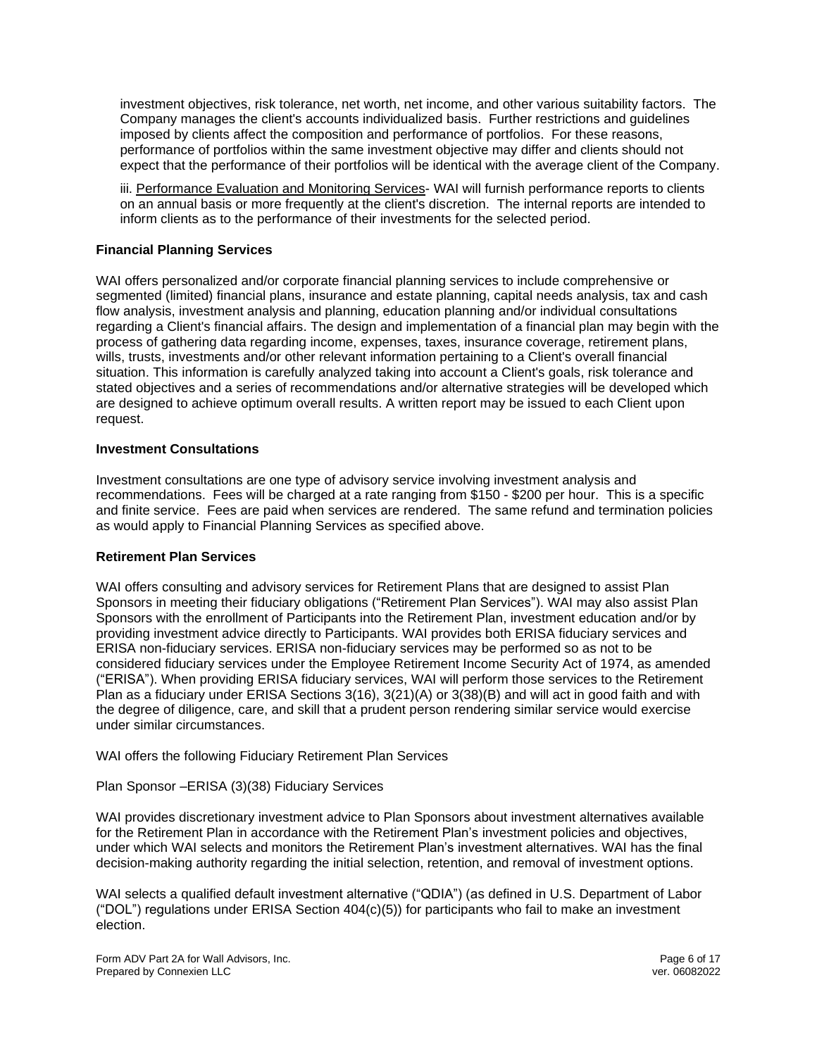investment objectives, risk tolerance, net worth, net income, and other various suitability factors. The Company manages the client's accounts individualized basis. Further restrictions and guidelines imposed by clients affect the composition and performance of portfolios. For these reasons, performance of portfolios within the same investment objective may differ and clients should not expect that the performance of their portfolios will be identical with the average client of the Company.

iii. Performance Evaluation and Monitoring Services- WAI will furnish performance reports to clients on an annual basis or more frequently at the client's discretion. The internal reports are intended to inform clients as to the performance of their investments for the selected period.

**Financial Planning Services**

WAI offers personalized and/or corporate financial planning services to include comprehensive or segmented (limited) financial plans, insurance and estate planning, capital needs analysis, tax and cash flow analysis, investment analysis and planning, education planning and/or individual consultations regarding a Client's financial affairs. The design and implementation of a financial plan may begin with the process of gathering data regarding income, expenses, taxes, insurance coverage, retirement plans, wills, trusts, investments and/or other relevant information pertaining to a Client's overall financial situation. This information is carefully analyzed taking into account a Client's goals, risk tolerance and stated objectives and a series of recommendations and/or alternative strategies will be developed which are designed to achieve optimum overall results. A written report may be issued to each Client upon request.

**Investment Consultations**

Investment consultations are one type of advisory service involving investment analysis and recommendations. Fees will be charged at a rate ranging from $150 - $200 per hour. This is a specific and finite service. Fees are paid when services are rendered. The same refund and termination policies as would apply to Financial Planning Services as specified above.

**Retirement Plan Services**

WAI offers consulting and advisory services for Retirement Plans that are designed to assist Plan Sponsors in meeting their fiduciary obligations ("Retirement Plan Services"). WAI may also assist Plan Sponsors with the enrollment of Participants into the Retirement Plan, investment education and/or by providing investment advice directly to Participants. WAI provides both ERISA fiduciary services and ERISA non-fiduciary services. ERISA non-fiduciary services may be performed so as not to be considered fiduciary services under the Employee Retirement Income Security Act of 1974, as amended ("ERISA"). When providing ERISA fiduciary services, WAI will perform those services to the Retirement Plan as a fiduciary under ERISA Sections 3(16), 3(21)(A) or 3(38)(B) and will act in good faith and with the degree of diligence, care, and skill that a prudent person rendering similar service would exercise under similar circumstances.

WAI offers the following Fiduciary Retirement Plan Services

Plan Sponsor –ERISA (3)(38) Fiduciary Services

WAI provides discretionary investment advice to Plan Sponsors about investment alternatives available for the Retirement Plan in accordance with the Retirement Plan's investment policies and objectives, under which WAI selects and monitors the Retirement Plan's investment alternatives. WAI has the final decision-making authority regarding the initial selection, retention, and removal of investment options.

WAI selects a qualified default investment alternative ("QDIA") (as defined in U.S. Department of Labor ("DOL") regulations under ERISA Section 404(c)(5)) for participants who fail to make an investment election.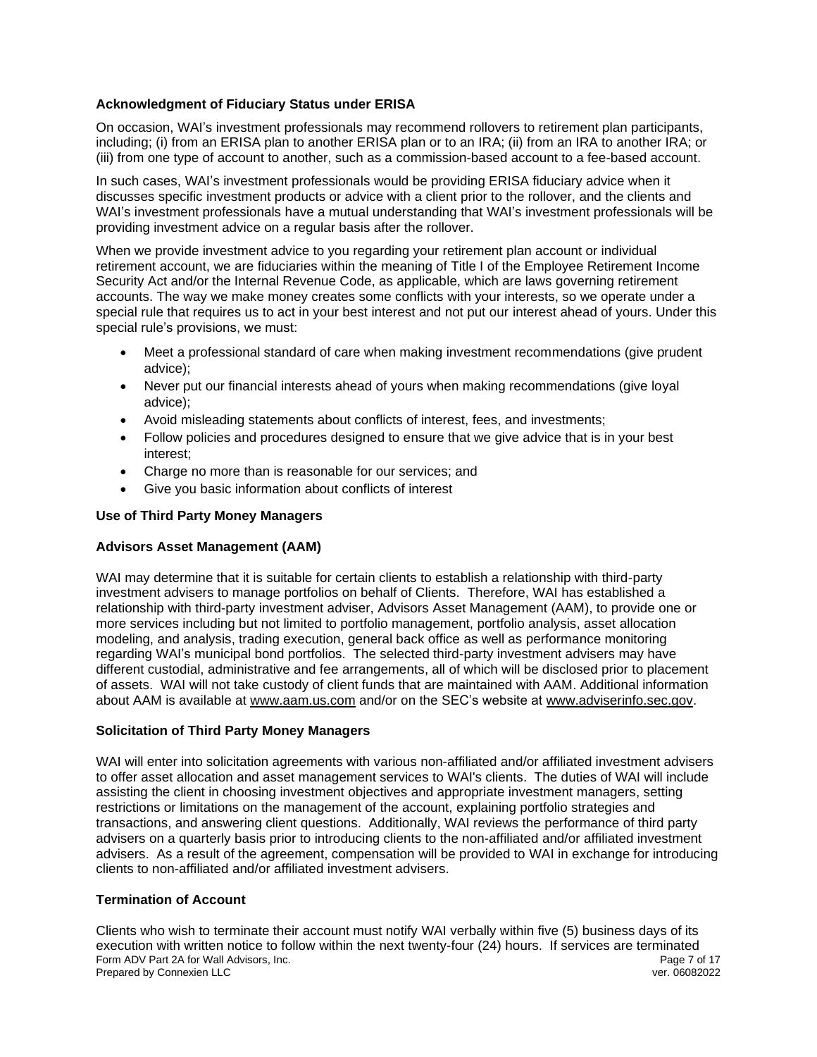**Acknowledgment of Fiduciary Status under ERISA**

On occasion, WAI's investment professionals may recommend rollovers to retirement plan participants, including; (i) from an ERISA plan to another ERISA plan or to an IRA; (ii) from an IRA to another IRA; or (iii) from one type of account to another, such as a commission-based account to a fee-based account.

In such cases, WAI's investment professionals would be providing ERISA fiduciary advice when it discusses specific investment products or advice with a client prior to the rollover, and the clients and WAI's investment professionals have a mutual understanding that WAI's investment professionals will be providing investment advice on a regular basis after the rollover.

When we provide investment advice to you regarding your retirement plan account or individual retirement account, we are fiduciaries within the meaning of Title I of the Employee Retirement Income Security Act and/or the Internal Revenue Code, as applicable, which are laws governing retirement accounts. The way we make money creates some conflicts with your interests, so we operate under a special rule that requires us to act in your best interest and not put our interest ahead of yours. Under this special rule's provisions, we must:

- Meet a professional standard of care when making investment recommendations (give prudent advice);
- Never put our financial interests ahead of yours when making recommendations (give loyal advice);
- Avoid misleading statements about conflicts of interest, fees, and investments;
- Follow policies and procedures designed to ensure that we give advice that is in your best interest;
- Charge no more than is reasonable for our services; and
- Give you basic information about conflicts of interest

**Use of Third Party Money Managers**

**Advisors Asset Management (AAM)**

WAI may determine that it is suitable for certain clients to establish a relationship with third-party investment advisers to manage portfolios on behalf of Clients. Therefore, WAI has established a relationship with third-party investment adviser, Advisors Asset Management (AAM), to provide one or more services including but not limited to portfolio management, portfolio analysis, asset allocation modeling, and analysis, trading execution, general back office as well as performance monitoring regarding WAI's municipal bond portfolios. The selected third-party investment advisers may have different custodial, administrative and fee arrangements, all of which will be disclosed prior to placement of assets. WAI will not take custody of client funds that are maintained with AAM. Additional information about AAM is available at www.aam.us.com and/or on the SEC's website at www.adviserinfo.sec.gov.

**Solicitation of Third Party Money Managers**

WAI will enter into solicitation agreements with various non-affiliated and/or affiliated investment advisers to offer asset allocation and asset management services to WAI's clients. The duties of WAI will include assisting the client in choosing investment objectives and appropriate investment managers, setting restrictions or limitations on the management of the account, explaining portfolio strategies and transactions, and answering client questions. Additionally, WAI reviews the performance of third party advisers on a quarterly basis prior to introducing clients to the non-affiliated and/or affiliated investment advisers. As a result of the agreement, compensation will be provided to WAI in exchange for introducing clients to non-affiliated and/or affiliated investment advisers.

**Termination of Account**

Clients who wish to terminate their account must notify WAI verbally within five (5) business days of its execution with written notice to follow within the next twenty-four (24) hours. If services are terminated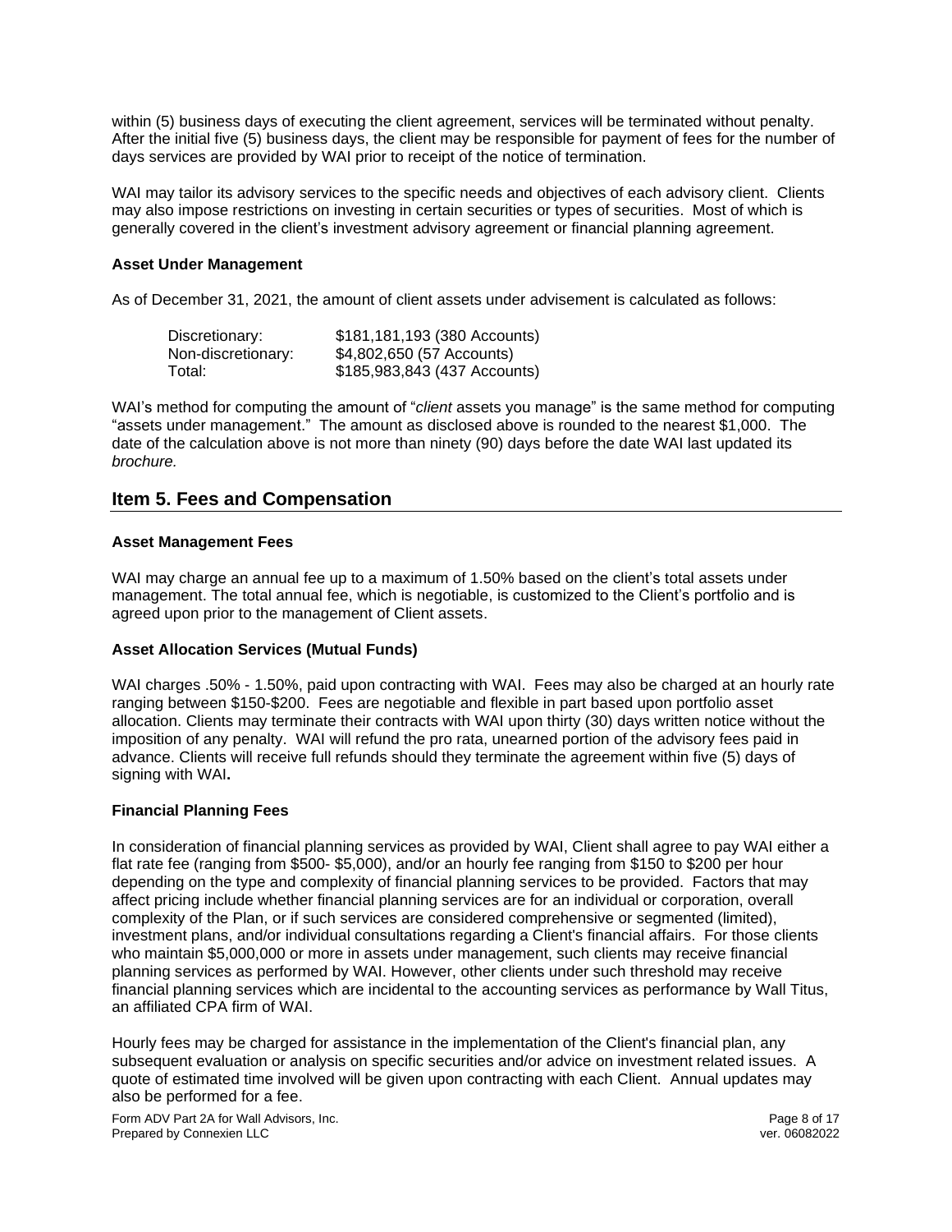within (5) business days of executing the client agreement, services will be terminated without penalty. After the initial five (5) business days, the client may be responsible for payment of fees for the number of days services are provided by WAI prior to receipt of the notice of termination.

WAI may tailor its advisory services to the specific needs and objectives of each advisory client. Clients may also impose restrictions on investing in certain securities or types of securities. Most of which is generally covered in the client's investment advisory agreement or financial planning agreement.

**Asset Under Management**

As of December 31, 2021, the amount of client assets under advisement is calculated as follows:

| | |
|---|---|
| Discretionary: | $181,181,193 (380 Accounts) |
| Non-discretionary: | $4,802,650 (57 Accounts) |
| Total: | $185,983,843 (437 Accounts) |

WAI's method for computing the amount of "*client* assets you manage" is the same method for computing "assets under management." The amount as disclosed above is rounded to the nearest $1,000. The date of the calculation above is not more than ninety (90) days before the date WAI last updated its *brochure.*

## Item 5. Fees and Compensation

**Asset Management Fees**

WAI may charge an annual fee up to a maximum of 1.50% based on the client's total assets under management. The total annual fee, which is negotiable, is customized to the Client's portfolio and is agreed upon prior to the management of Client assets.

**Asset Allocation Services (Mutual Funds)**

WAI charges .50% - 1.50%, paid upon contracting with WAI. Fees may also be charged at an hourly rate ranging between $150-$200. Fees are negotiable and flexible in part based upon portfolio asset allocation. Clients may terminate their contracts with WAI upon thirty (30) days written notice without the imposition of any penalty. WAI will refund the pro rata, unearned portion of the advisory fees paid in advance. Clients will receive full refunds should they terminate the agreement within five (5) days of signing with WAI**.**

**Financial Planning Fees**

In consideration of financial planning services as provided by WAI, Client shall agree to pay WAI either a flat rate fee (ranging from $500- $5,000), and/or an hourly fee ranging from $150 to $200 per hour depending on the type and complexity of financial planning services to be provided. Factors that may affect pricing include whether financial planning services are for an individual or corporation, overall complexity of the Plan, or if such services are considered comprehensive or segmented (limited), investment plans, and/or individual consultations regarding a Client's financial affairs. For those clients who maintain $5,000,000 or more in assets under management, such clients may receive financial planning services as performed by WAI. However, other clients under such threshold may receive financial planning services which are incidental to the accounting services as performance by Wall Titus, an affiliated CPA firm of WAI.

Hourly fees may be charged for assistance in the implementation of the Client's financial plan, any subsequent evaluation or analysis on specific securities and/or advice on investment related issues. A quote of estimated time involved will be given upon contracting with each Client. Annual updates may also be performed for a fee.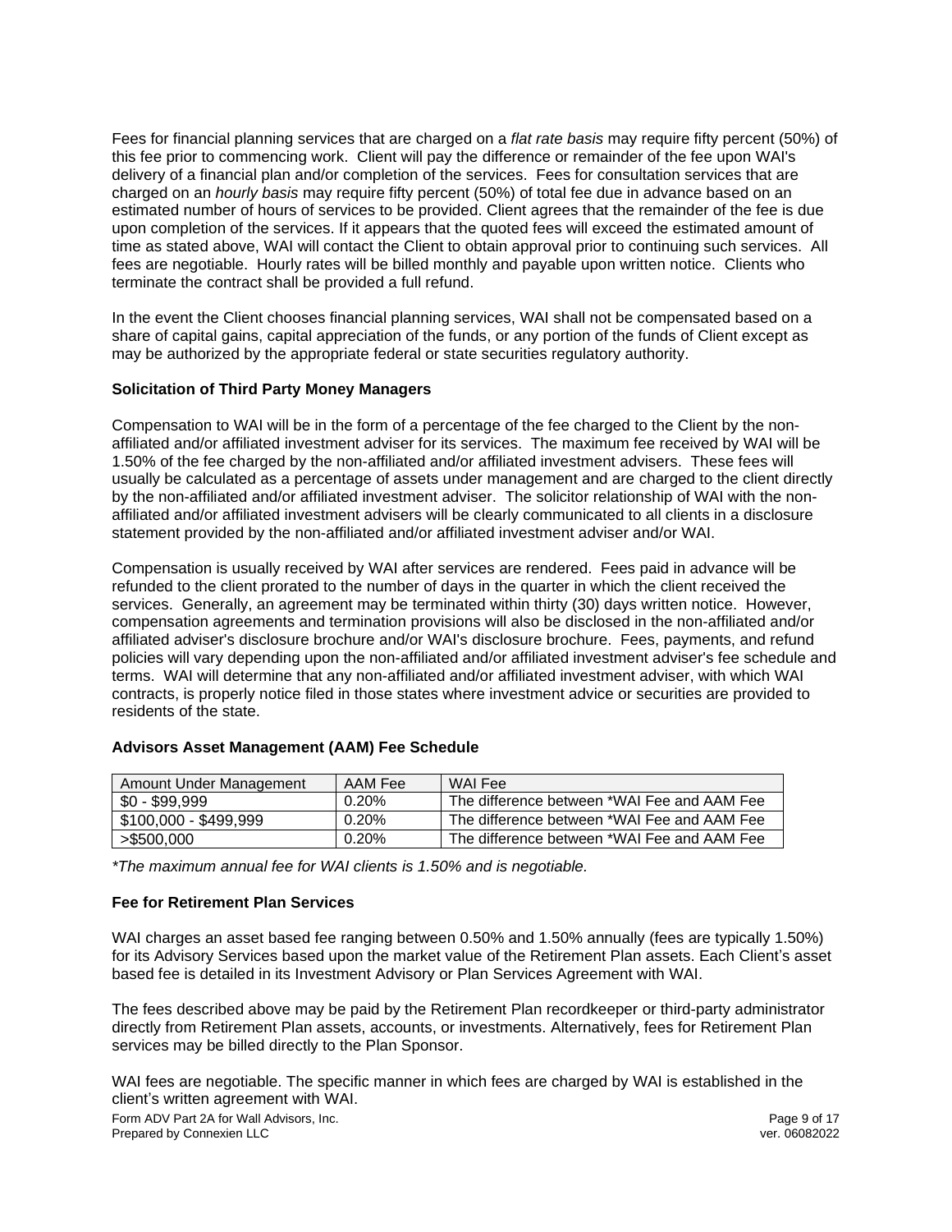Fees for financial planning services that are charged on a *flat rate basis* may require fifty percent (50%) of this fee prior to commencing work. Client will pay the difference or remainder of the fee upon WAI's delivery of a financial plan and/or completion of the services. Fees for consultation services that are charged on an *hourly basis* may require fifty percent (50%) of total fee due in advance based on an estimated number of hours of services to be provided. Client agrees that the remainder of the fee is due upon completion of the services. If it appears that the quoted fees will exceed the estimated amount of time as stated above, WAI will contact the Client to obtain approval prior to continuing such services. All fees are negotiable. Hourly rates will be billed monthly and payable upon written notice. Clients who terminate the contract shall be provided a full refund.

In the event the Client chooses financial planning services, WAI shall not be compensated based on a share of capital gains, capital appreciation of the funds, or any portion of the funds of Client except as may be authorized by the appropriate federal or state securities regulatory authority.

**Solicitation of Third Party Money Managers**

Compensation to WAI will be in the form of a percentage of the fee charged to the Client by the non-affiliated and/or affiliated investment adviser for its services. The maximum fee received by WAI will be 1.50% of the fee charged by the non-affiliated and/or affiliated investment advisers. These fees will usually be calculated as a percentage of assets under management and are charged to the client directly by the non-affiliated and/or affiliated investment adviser. The solicitor relationship of WAI with the non-affiliated and/or affiliated investment advisers will be clearly communicated to all clients in a disclosure statement provided by the non-affiliated and/or affiliated investment adviser and/or WAI.

Compensation is usually received by WAI after services are rendered. Fees paid in advance will be refunded to the client prorated to the number of days in the quarter in which the client received the services. Generally, an agreement may be terminated within thirty (30) days written notice. However, compensation agreements and termination provisions will also be disclosed in the non-affiliated and/or affiliated adviser's disclosure brochure and/or WAI's disclosure brochure. Fees, payments, and refund policies will vary depending upon the non-affiliated and/or affiliated investment adviser's fee schedule and terms. WAI will determine that any non-affiliated and/or affiliated investment adviser, with which WAI contracts, is properly notice filed in those states where investment advice or securities are provided to residents of the state.

**Advisors Asset Management (AAM) Fee Schedule**

| Amount Under Management | AAM Fee | WAI Fee |
|---|---|---|
| $0 - $99,999 | 0.20% | The difference between *WAI Fee and AAM Fee |
| $100,000 - $499,999 | 0.20% | The difference between *WAI Fee and AAM Fee |
| >$500,000 | 0.20% | The difference between *WAI Fee and AAM Fee |

*\*The maximum annual fee for WAI clients is 1.50% and is negotiable.*

**Fee for Retirement Plan Services**

WAI charges an asset based fee ranging between 0.50% and 1.50% annually (fees are typically 1.50%) for its Advisory Services based upon the market value of the Retirement Plan assets. Each Client's asset based fee is detailed in its Investment Advisory or Plan Services Agreement with WAI.

The fees described above may be paid by the Retirement Plan recordkeeper or third-party administrator directly from Retirement Plan assets, accounts, or investments. Alternatively, fees for Retirement Plan services may be billed directly to the Plan Sponsor.

WAI fees are negotiable. The specific manner in which fees are charged by WAI is established in the client's written agreement with WAI.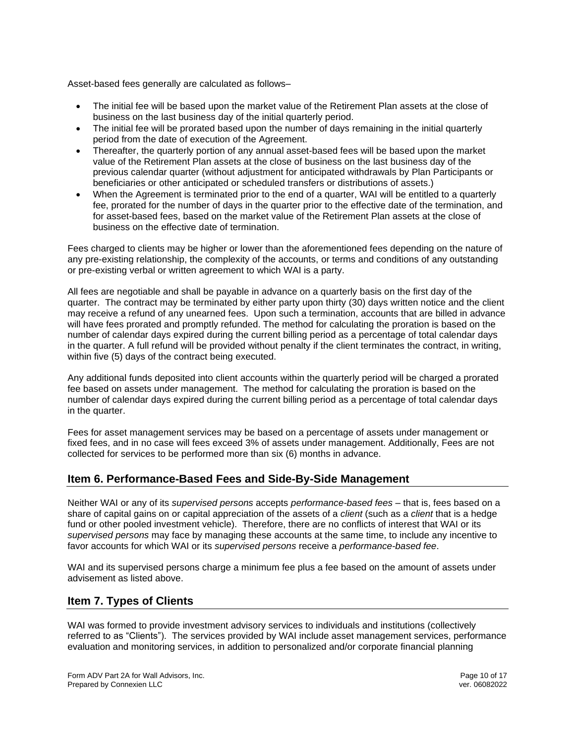Asset-based fees generally are calculated as follows–

- The initial fee will be based upon the market value of the Retirement Plan assets at the close of business on the last business day of the initial quarterly period.
- The initial fee will be prorated based upon the number of days remaining in the initial quarterly period from the date of execution of the Agreement.
- Thereafter, the quarterly portion of any annual asset-based fees will be based upon the market value of the Retirement Plan assets at the close of business on the last business day of the previous calendar quarter (without adjustment for anticipated withdrawals by Plan Participants or beneficiaries or other anticipated or scheduled transfers or distributions of assets.)
- When the Agreement is terminated prior to the end of a quarter, WAI will be entitled to a quarterly fee, prorated for the number of days in the quarter prior to the effective date of the termination, and for asset-based fees, based on the market value of the Retirement Plan assets at the close of business on the effective date of termination.

Fees charged to clients may be higher or lower than the aforementioned fees depending on the nature of any pre-existing relationship, the complexity of the accounts, or terms and conditions of any outstanding or pre-existing verbal or written agreement to which WAI is a party.

All fees are negotiable and shall be payable in advance on a quarterly basis on the first day of the quarter. The contract may be terminated by either party upon thirty (30) days written notice and the client may receive a refund of any unearned fees. Upon such a termination, accounts that are billed in advance will have fees prorated and promptly refunded. The method for calculating the proration is based on the number of calendar days expired during the current billing period as a percentage of total calendar days in the quarter. A full refund will be provided without penalty if the client terminates the contract, in writing, within five (5) days of the contract being executed.

Any additional funds deposited into client accounts within the quarterly period will be charged a prorated fee based on assets under management. The method for calculating the proration is based on the number of calendar days expired during the current billing period as a percentage of total calendar days in the quarter.

Fees for asset management services may be based on a percentage of assets under management or fixed fees, and in no case will fees exceed 3% of assets under management. Additionally, Fees are not collected for services to be performed more than six (6) months in advance.

## Item 6. Performance-Based Fees and Side-By-Side Management

Neither WAI or any of its *supervised persons* accepts *performance-based fees* – that is, fees based on a share of capital gains on or capital appreciation of the assets of a *client* (such as a *client* that is a hedge fund or other pooled investment vehicle). Therefore, there are no conflicts of interest that WAI or its *supervised persons* may face by managing these accounts at the same time, to include any incentive to favor accounts for which WAI or its *supervised persons* receive a *performance-based fee*.

WAI and its supervised persons charge a minimum fee plus a fee based on the amount of assets under advisement as listed above.

## Item 7. Types of Clients

WAI was formed to provide investment advisory services to individuals and institutions (collectively referred to as "Clients"). The services provided by WAI include asset management services, performance evaluation and monitoring services, in addition to personalized and/or corporate financial planning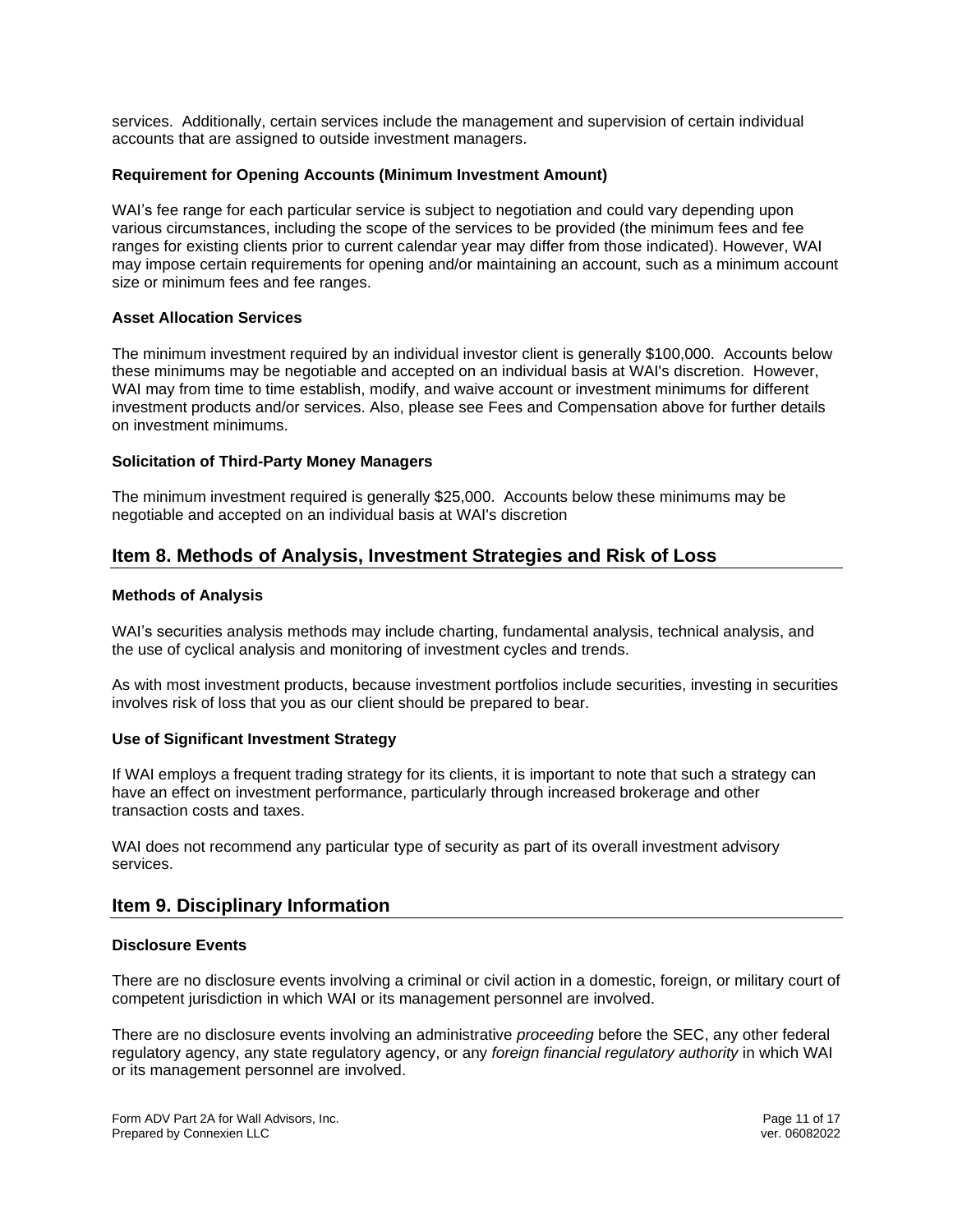services. Additionally, certain services include the management and supervision of certain individual accounts that are assigned to outside investment managers.

**Requirement for Opening Accounts (Minimum Investment Amount)**

WAI's fee range for each particular service is subject to negotiation and could vary depending upon various circumstances, including the scope of the services to be provided (the minimum fees and fee ranges for existing clients prior to current calendar year may differ from those indicated). However, WAI may impose certain requirements for opening and/or maintaining an account, such as a minimum account size or minimum fees and fee ranges.

**Asset Allocation Services**

The minimum investment required by an individual investor client is generally $100,000. Accounts below these minimums may be negotiable and accepted on an individual basis at WAI's discretion. However, WAI may from time to time establish, modify, and waive account or investment minimums for different investment products and/or services. Also, please see Fees and Compensation above for further details on investment minimums.

**Solicitation of Third-Party Money Managers**

The minimum investment required is generally $25,000. Accounts below these minimums may be negotiable and accepted on an individual basis at WAI's discretion

## Item 8. Methods of Analysis, Investment Strategies and Risk of Loss

**Methods of Analysis**

WAI's securities analysis methods may include charting, fundamental analysis, technical analysis, and the use of cyclical analysis and monitoring of investment cycles and trends.

As with most investment products, because investment portfolios include securities, investing in securities involves risk of loss that you as our client should be prepared to bear.

**Use of Significant Investment Strategy**

If WAI employs a frequent trading strategy for its clients, it is important to note that such a strategy can have an effect on investment performance, particularly through increased brokerage and other transaction costs and taxes.

WAI does not recommend any particular type of security as part of its overall investment advisory services.

## Item 9. Disciplinary Information

**Disclosure Events**

There are no disclosure events involving a criminal or civil action in a domestic, foreign, or military court of competent jurisdiction in which WAI or its management personnel are involved.

There are no disclosure events involving an administrative *proceeding* before the SEC, any other federal regulatory agency, any state regulatory agency, or any *foreign financial regulatory authority* in which WAI or its management personnel are involved.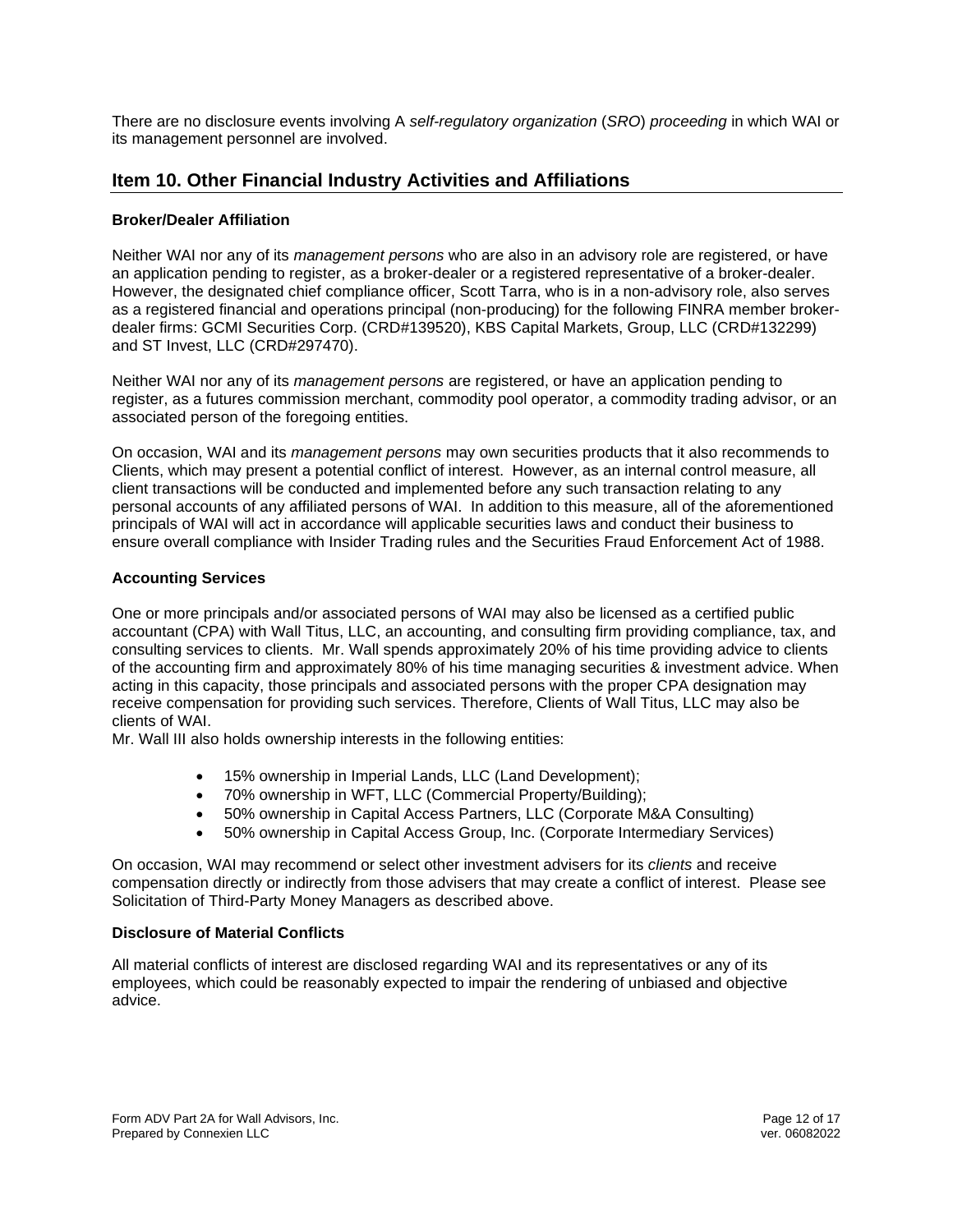There are no disclosure events involving A *self-regulatory organization* (*SRO*) *proceeding* in which WAI or its management personnel are involved.

## Item 10. Other Financial Industry Activities and Affiliations

**Broker/Dealer Affiliation**

Neither WAI nor any of its *management persons* who are also in an advisory role are registered, or have an application pending to register, as a broker-dealer or a registered representative of a broker-dealer. However, the designated chief compliance officer, Scott Tarra, who is in a non-advisory role, also serves as a registered financial and operations principal (non-producing) for the following FINRA member broker-dealer firms: GCMI Securities Corp. (CRD#139520), KBS Capital Markets, Group, LLC (CRD#132299) and ST Invest, LLC (CRD#297470).

Neither WAI nor any of its *management persons* are registered, or have an application pending to register, as a futures commission merchant, commodity pool operator, a commodity trading advisor, or an associated person of the foregoing entities.

On occasion, WAI and its *management persons* may own securities products that it also recommends to Clients, which may present a potential conflict of interest. However, as an internal control measure, all client transactions will be conducted and implemented before any such transaction relating to any personal accounts of any affiliated persons of WAI. In addition to this measure, all of the aforementioned principals of WAI will act in accordance will applicable securities laws and conduct their business to ensure overall compliance with Insider Trading rules and the Securities Fraud Enforcement Act of 1988.

**Accounting Services**

One or more principals and/or associated persons of WAI may also be licensed as a certified public accountant (CPA) with Wall Titus, LLC, an accounting, and consulting firm providing compliance, tax, and consulting services to clients. Mr. Wall spends approximately 20% of his time providing advice to clients of the accounting firm and approximately 80% of his time managing securities & investment advice. When acting in this capacity, those principals and associated persons with the proper CPA designation may receive compensation for providing such services. Therefore, Clients of Wall Titus, LLC may also be clients of WAI.

Mr. Wall III also holds ownership interests in the following entities:

- 15% ownership in Imperial Lands, LLC (Land Development);
- 70% ownership in WFT, LLC (Commercial Property/Building);
- 50% ownership in Capital Access Partners, LLC (Corporate M&A Consulting)
- 50% ownership in Capital Access Group, Inc. (Corporate Intermediary Services)

On occasion, WAI may recommend or select other investment advisers for its *clients* and receive compensation directly or indirectly from those advisers that may create a conflict of interest. Please see Solicitation of Third-Party Money Managers as described above.

**Disclosure of Material Conflicts**

All material conflicts of interest are disclosed regarding WAI and its representatives or any of its employees, which could be reasonably expected to impair the rendering of unbiased and objective advice.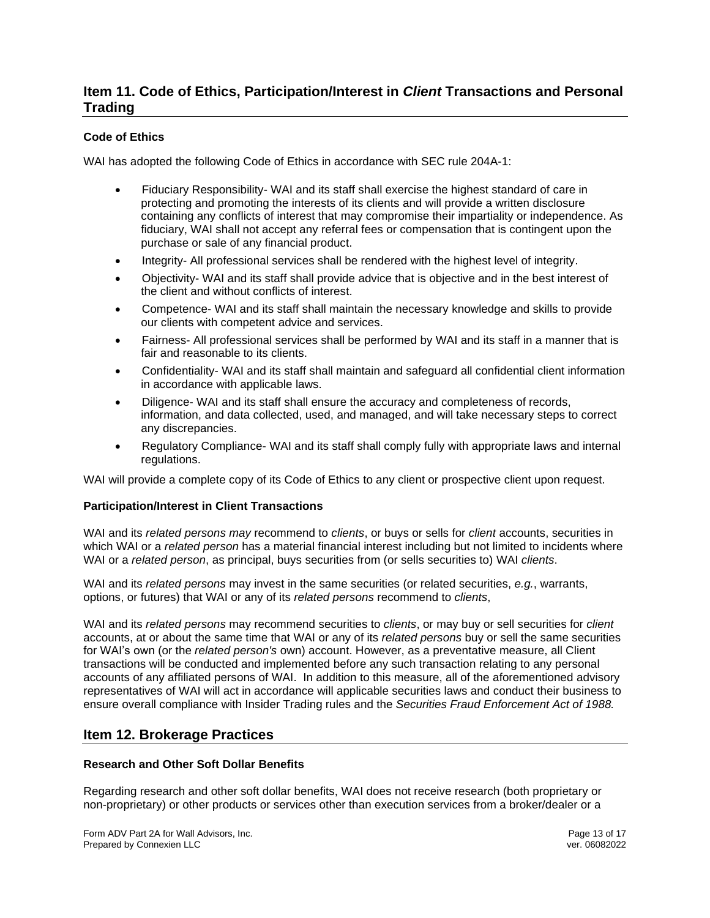## Item 11. Code of Ethics, Participation/Interest in *Client* Transactions and Personal Trading

### Code of Ethics

WAI has adopted the following Code of Ethics in accordance with SEC rule 204A-1:

- Fiduciary Responsibility- WAI and its staff shall exercise the highest standard of care in protecting and promoting the interests of its clients and will provide a written disclosure containing any conflicts of interest that may compromise their impartiality or independence. As fiduciary, WAI shall not accept any referral fees or compensation that is contingent upon the purchase or sale of any financial product.
- Integrity- All professional services shall be rendered with the highest level of integrity.
- Objectivity- WAI and its staff shall provide advice that is objective and in the best interest of the client and without conflicts of interest.
- Competence- WAI and its staff shall maintain the necessary knowledge and skills to provide our clients with competent advice and services.
- Fairness- All professional services shall be performed by WAI and its staff in a manner that is fair and reasonable to its clients.
- Confidentiality- WAI and its staff shall maintain and safeguard all confidential client information in accordance with applicable laws.
- Diligence- WAI and its staff shall ensure the accuracy and completeness of records, information, and data collected, used, and managed, and will take necessary steps to correct any discrepancies.
- Regulatory Compliance- WAI and its staff shall comply fully with appropriate laws and internal regulations.

WAI will provide a complete copy of its Code of Ethics to any client or prospective client upon request.

### Participation/Interest in Client Transactions

WAI and its *related persons may* recommend to *clients*, or buys or sells for *client* accounts, securities in which WAI or a *related person* has a material financial interest including but not limited to incidents where WAI or a *related person*, as principal, buys securities from (or sells securities to) WAI *clients*.

WAI and its *related persons* may invest in the same securities (or related securities, *e.g.*, warrants, options, or futures) that WAI or any of its *related persons* recommend to *clients*,

WAI and its *related persons* may recommend securities to *clients*, or may buy or sell securities for *client* accounts, at or about the same time that WAI or any of its *related persons* buy or sell the same securities for WAI's own (or the *related person's* own) account. However, as a preventative measure, all Client transactions will be conducted and implemented before any such transaction relating to any personal accounts of any affiliated persons of WAI. In addition to this measure, all of the aforementioned advisory representatives of WAI will act in accordance will applicable securities laws and conduct their business to ensure overall compliance with Insider Trading rules and the *Securities Fraud Enforcement Act of 1988.*

## Item 12. Brokerage Practices

### Research and Other Soft Dollar Benefits

Regarding research and other soft dollar benefits, WAI does not receive research (both proprietary or non-proprietary) or other products or services other than execution services from a broker/dealer or a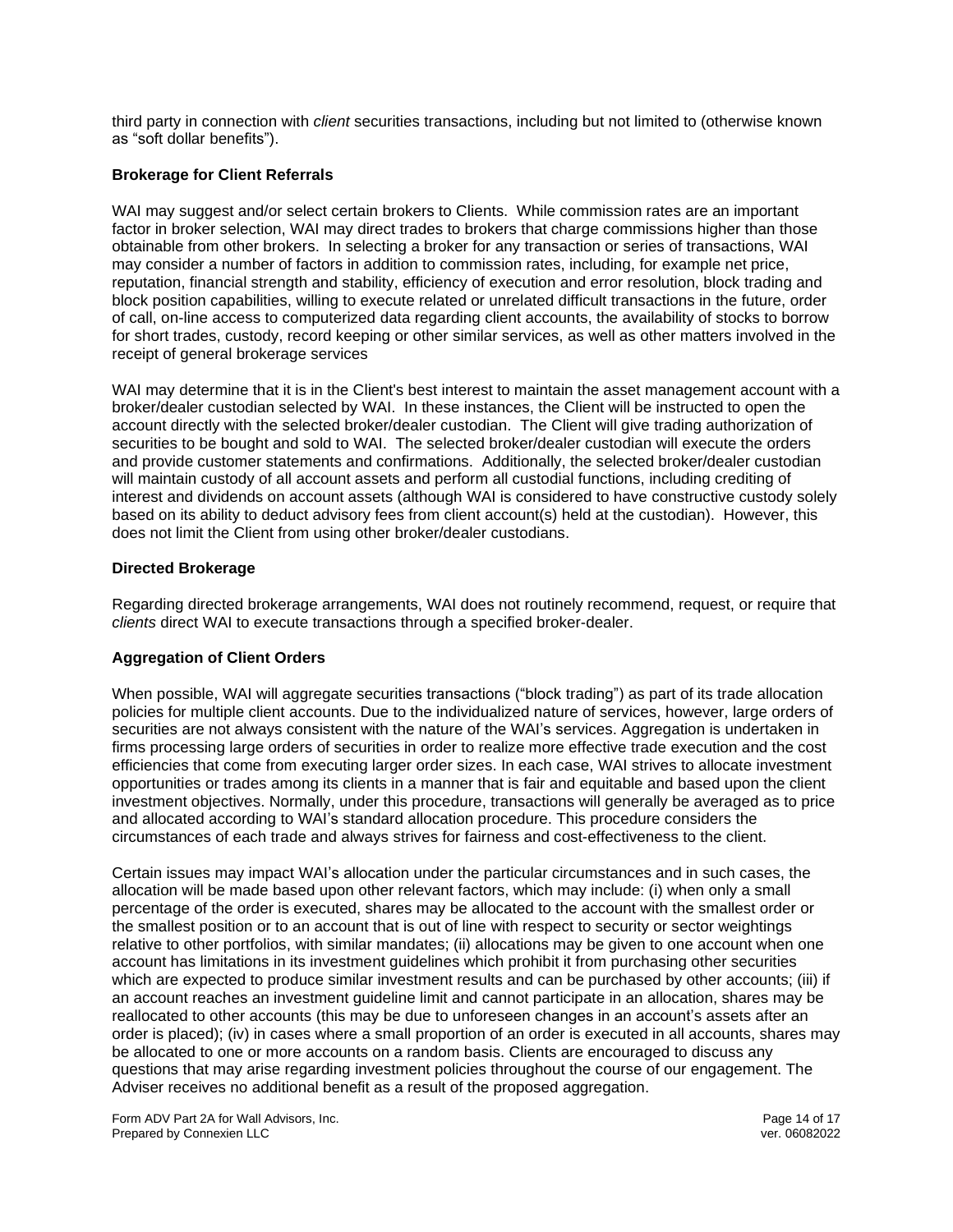third party in connection with *client* securities transactions, including but not limited to (otherwise known as "soft dollar benefits").

**Brokerage for Client Referrals**

WAI may suggest and/or select certain brokers to Clients. While commission rates are an important factor in broker selection, WAI may direct trades to brokers that charge commissions higher than those obtainable from other brokers. In selecting a broker for any transaction or series of transactions, WAI may consider a number of factors in addition to commission rates, including, for example net price, reputation, financial strength and stability, efficiency of execution and error resolution, block trading and block position capabilities, willing to execute related or unrelated difficult transactions in the future, order of call, on-line access to computerized data regarding client accounts, the availability of stocks to borrow for short trades, custody, record keeping or other similar services, as well as other matters involved in the receipt of general brokerage services

WAI may determine that it is in the Client's best interest to maintain the asset management account with a broker/dealer custodian selected by WAI. In these instances, the Client will be instructed to open the account directly with the selected broker/dealer custodian. The Client will give trading authorization of securities to be bought and sold to WAI. The selected broker/dealer custodian will execute the orders and provide customer statements and confirmations. Additionally, the selected broker/dealer custodian will maintain custody of all account assets and perform all custodial functions, including crediting of interest and dividends on account assets (although WAI is considered to have constructive custody solely based on its ability to deduct advisory fees from client account(s) held at the custodian). However, this does not limit the Client from using other broker/dealer custodians.

**Directed Brokerage**

Regarding directed brokerage arrangements, WAI does not routinely recommend, request, or require that *clients* direct WAI to execute transactions through a specified broker-dealer.

**Aggregation of Client Orders**

When possible, WAI will aggregate securities transactions ("block trading") as part of its trade allocation policies for multiple client accounts. Due to the individualized nature of services, however, large orders of securities are not always consistent with the nature of the WAI's services. Aggregation is undertaken in firms processing large orders of securities in order to realize more effective trade execution and the cost efficiencies that come from executing larger order sizes. In each case, WAI strives to allocate investment opportunities or trades among its clients in a manner that is fair and equitable and based upon the client investment objectives. Normally, under this procedure, transactions will generally be averaged as to price and allocated according to WAI's standard allocation procedure. This procedure considers the circumstances of each trade and always strives for fairness and cost-effectiveness to the client.

Certain issues may impact WAI's allocation under the particular circumstances and in such cases, the allocation will be made based upon other relevant factors, which may include: (i) when only a small percentage of the order is executed, shares may be allocated to the account with the smallest order or the smallest position or to an account that is out of line with respect to security or sector weightings relative to other portfolios, with similar mandates; (ii) allocations may be given to one account when one account has limitations in its investment guidelines which prohibit it from purchasing other securities which are expected to produce similar investment results and can be purchased by other accounts; (iii) if an account reaches an investment guideline limit and cannot participate in an allocation, shares may be reallocated to other accounts (this may be due to unforeseen changes in an account's assets after an order is placed); (iv) in cases where a small proportion of an order is executed in all accounts, shares may be allocated to one or more accounts on a random basis. Clients are encouraged to discuss any questions that may arise regarding investment policies throughout the course of our engagement. The Adviser receives no additional benefit as a result of the proposed aggregation.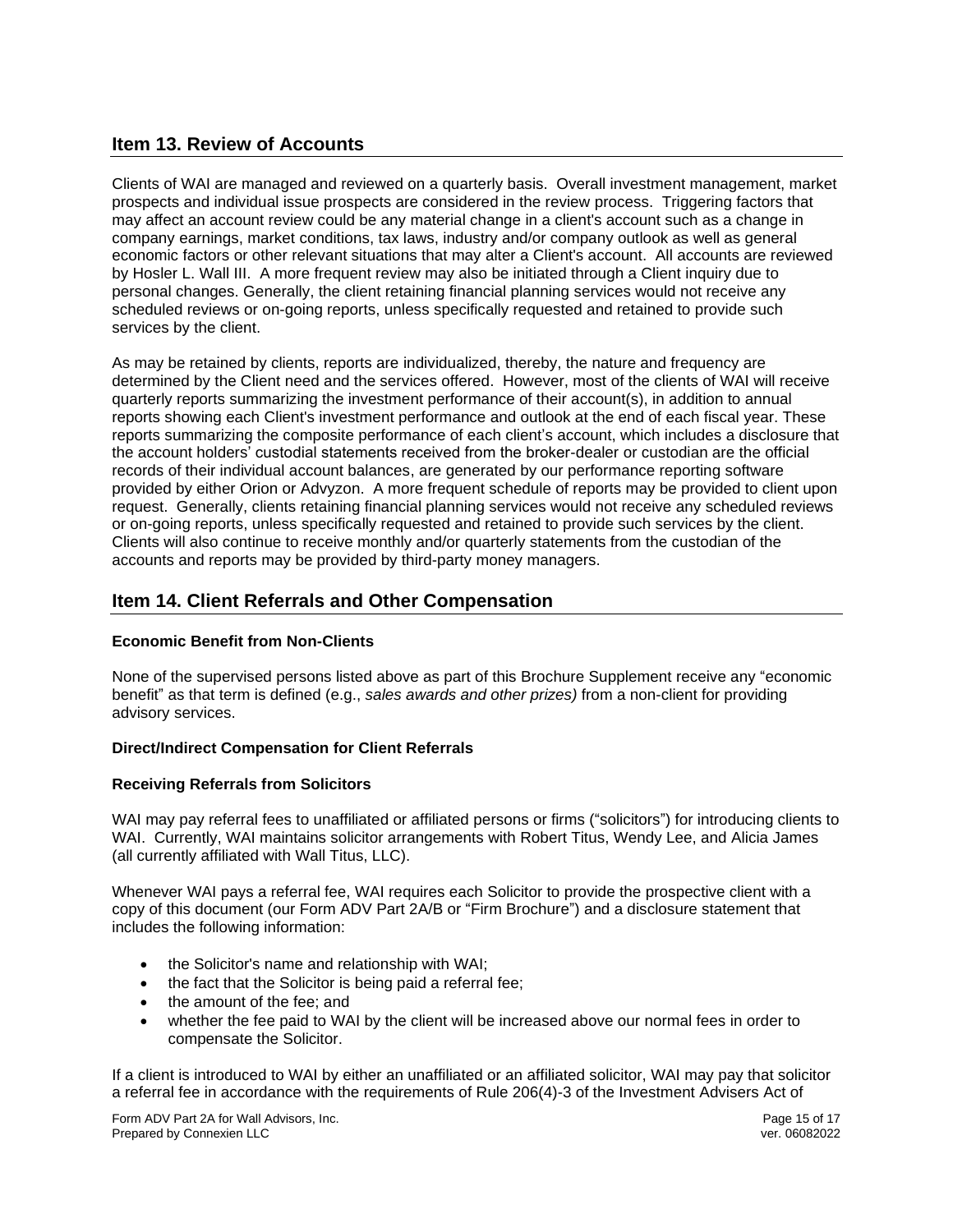## Item 13. Review of Accounts

Clients of WAI are managed and reviewed on a quarterly basis. Overall investment management, market prospects and individual issue prospects are considered in the review process. Triggering factors that may affect an account review could be any material change in a client's account such as a change in company earnings, market conditions, tax laws, industry and/or company outlook as well as general economic factors or other relevant situations that may alter a Client's account. All accounts are reviewed by Hosler L. Wall III. A more frequent review may also be initiated through a Client inquiry due to personal changes. Generally, the client retaining financial planning services would not receive any scheduled reviews or on-going reports, unless specifically requested and retained to provide such services by the client.

As may be retained by clients, reports are individualized, thereby, the nature and frequency are determined by the Client need and the services offered. However, most of the clients of WAI will receive quarterly reports summarizing the investment performance of their account(s), in addition to annual reports showing each Client's investment performance and outlook at the end of each fiscal year. These reports summarizing the composite performance of each client's account, which includes a disclosure that the account holders' custodial statements received from the broker-dealer or custodian are the official records of their individual account balances, are generated by our performance reporting software provided by either Orion or Advyzon. A more frequent schedule of reports may be provided to client upon request. Generally, clients retaining financial planning services would not receive any scheduled reviews or on-going reports, unless specifically requested and retained to provide such services by the client. Clients will also continue to receive monthly and/or quarterly statements from the custodian of the accounts and reports may be provided by third-party money managers.

## Item 14. Client Referrals and Other Compensation

**Economic Benefit from Non-Clients**

None of the supervised persons listed above as part of this Brochure Supplement receive any "economic benefit" as that term is defined (e.g., *sales awards and other prizes)* from a non-client for providing advisory services.

**Direct/Indirect Compensation for Client Referrals**

**Receiving Referrals from Solicitors**

WAI may pay referral fees to unaffiliated or affiliated persons or firms ("solicitors") for introducing clients to WAI. Currently, WAI maintains solicitor arrangements with Robert Titus, Wendy Lee, and Alicia James (all currently affiliated with Wall Titus, LLC).

Whenever WAI pays a referral fee, WAI requires each Solicitor to provide the prospective client with a copy of this document (our Form ADV Part 2A/B or "Firm Brochure") and a disclosure statement that includes the following information:

- the Solicitor's name and relationship with WAI;
- the fact that the Solicitor is being paid a referral fee;
- the amount of the fee; and
- whether the fee paid to WAI by the client will be increased above our normal fees in order to compensate the Solicitor.

If a client is introduced to WAI by either an unaffiliated or an affiliated solicitor, WAI may pay that solicitor a referral fee in accordance with the requirements of Rule 206(4)-3 of the Investment Advisers Act of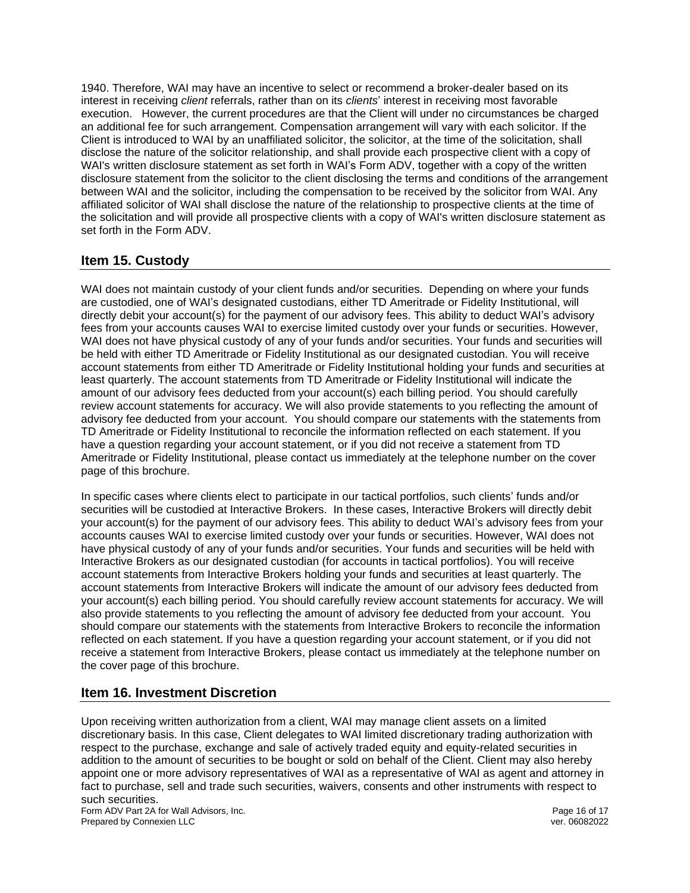1940. Therefore, WAI may have an incentive to select or recommend a broker-dealer based on its interest in receiving *client* referrals, rather than on its *clients*' interest in receiving most favorable execution. However, the current procedures are that the Client will under no circumstances be charged an additional fee for such arrangement. Compensation arrangement will vary with each solicitor. If the Client is introduced to WAI by an unaffiliated solicitor, the solicitor, at the time of the solicitation, shall disclose the nature of the solicitor relationship, and shall provide each prospective client with a copy of WAI's written disclosure statement as set forth in WAI's Form ADV, together with a copy of the written disclosure statement from the solicitor to the client disclosing the terms and conditions of the arrangement between WAI and the solicitor, including the compensation to be received by the solicitor from WAI. Any affiliated solicitor of WAI shall disclose the nature of the relationship to prospective clients at the time of the solicitation and will provide all prospective clients with a copy of WAI's written disclosure statement as set forth in the Form ADV.

## Item 15. Custody

WAI does not maintain custody of your client funds and/or securities. Depending on where your funds are custodied, one of WAI's designated custodians, either TD Ameritrade or Fidelity Institutional, will directly debit your account(s) for the payment of our advisory fees. This ability to deduct WAI's advisory fees from your accounts causes WAI to exercise limited custody over your funds or securities. However, WAI does not have physical custody of any of your funds and/or securities. Your funds and securities will be held with either TD Ameritrade or Fidelity Institutional as our designated custodian. You will receive account statements from either TD Ameritrade or Fidelity Institutional holding your funds and securities at least quarterly. The account statements from TD Ameritrade or Fidelity Institutional will indicate the amount of our advisory fees deducted from your account(s) each billing period. You should carefully review account statements for accuracy. We will also provide statements to you reflecting the amount of advisory fee deducted from your account. You should compare our statements with the statements from TD Ameritrade or Fidelity Institutional to reconcile the information reflected on each statement. If you have a question regarding your account statement, or if you did not receive a statement from TD Ameritrade or Fidelity Institutional, please contact us immediately at the telephone number on the cover page of this brochure.

In specific cases where clients elect to participate in our tactical portfolios, such clients' funds and/or securities will be custodied at Interactive Brokers. In these cases, Interactive Brokers will directly debit your account(s) for the payment of our advisory fees. This ability to deduct WAI's advisory fees from your accounts causes WAI to exercise limited custody over your funds or securities. However, WAI does not have physical custody of any of your funds and/or securities. Your funds and securities will be held with Interactive Brokers as our designated custodian (for accounts in tactical portfolios). You will receive account statements from Interactive Brokers holding your funds and securities at least quarterly. The account statements from Interactive Brokers will indicate the amount of our advisory fees deducted from your account(s) each billing period. You should carefully review account statements for accuracy. We will also provide statements to you reflecting the amount of advisory fee deducted from your account. You should compare our statements with the statements from Interactive Brokers to reconcile the information reflected on each statement. If you have a question regarding your account statement, or if you did not receive a statement from Interactive Brokers, please contact us immediately at the telephone number on the cover page of this brochure.

## Item 16. Investment Discretion

Upon receiving written authorization from a client, WAI may manage client assets on a limited discretionary basis. In this case, Client delegates to WAI limited discretionary trading authorization with respect to the purchase, exchange and sale of actively traded equity and equity-related securities in addition to the amount of securities to be bought or sold on behalf of the Client. Client may also hereby appoint one or more advisory representatives of WAI as a representative of WAI as agent and attorney in fact to purchase, sell and trade such securities, waivers, consents and other instruments with respect to such securities.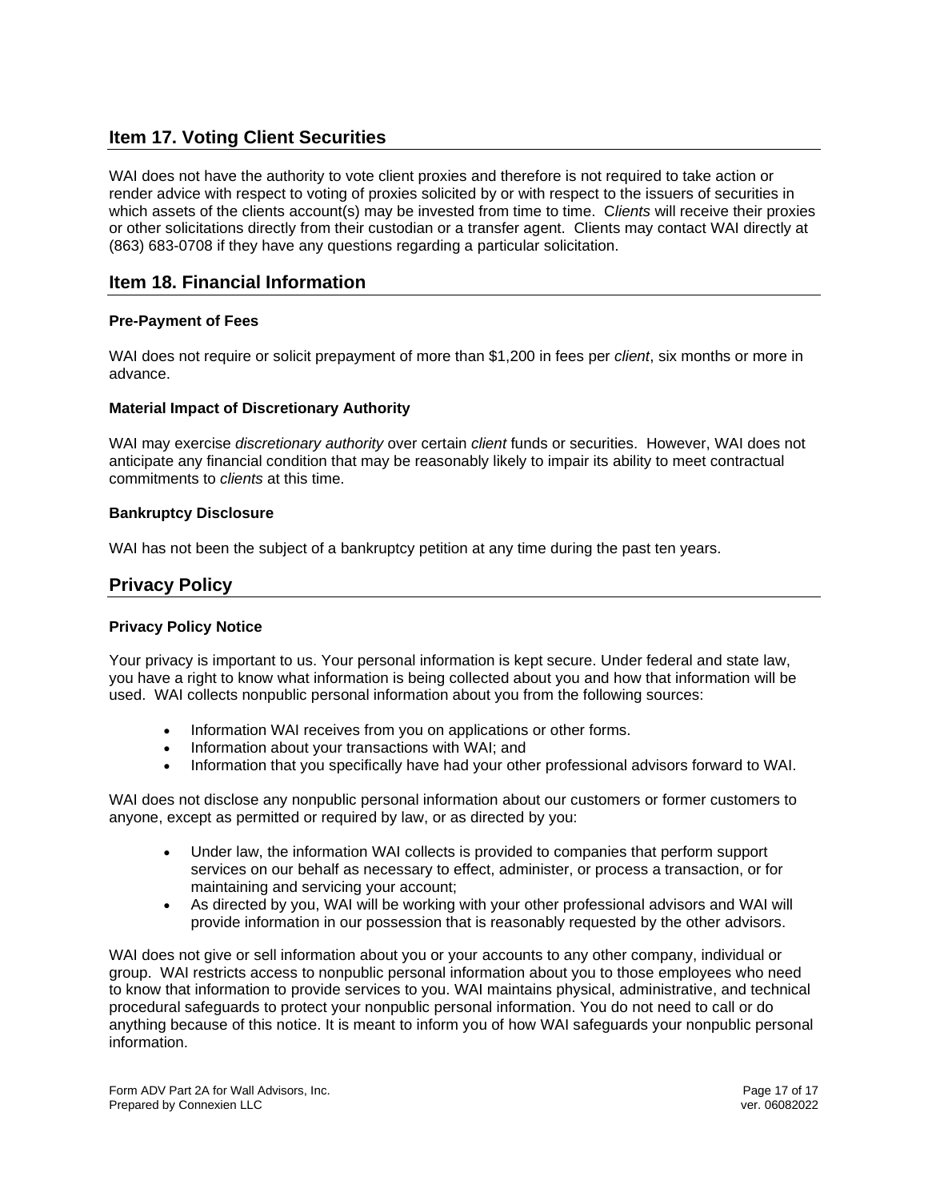## Item 17. Voting Client Securities

WAI does not have the authority to vote client proxies and therefore is not required to take action or render advice with respect to voting of proxies solicited by or with respect to the issuers of securities in which assets of the clients account(s) may be invested from time to time. C*lients* will receive their proxies or other solicitations directly from their custodian or a transfer agent. Clients may contact WAI directly at (863) 683-0708 if they have any questions regarding a particular solicitation.

## Item 18. Financial Information

### Pre-Payment of Fees

WAI does not require or solicit prepayment of more than $1,200 in fees per *client*, six months or more in advance.

### Material Impact of Discretionary Authority

WAI may exercise *discretionary authority* over certain *client* funds or securities. However, WAI does not anticipate any financial condition that may be reasonably likely to impair its ability to meet contractual commitments to *clients* at this time.

### Bankruptcy Disclosure

WAI has not been the subject of a bankruptcy petition at any time during the past ten years.

## Privacy Policy

### Privacy Policy Notice

Your privacy is important to us. Your personal information is kept secure. Under federal and state law, you have a right to know what information is being collected about you and how that information will be used. WAI collects nonpublic personal information about you from the following sources:

- Information WAI receives from you on applications or other forms.
- Information about your transactions with WAI; and
- Information that you specifically have had your other professional advisors forward to WAI.

WAI does not disclose any nonpublic personal information about our customers or former customers to anyone, except as permitted or required by law, or as directed by you:

- Under law, the information WAI collects is provided to companies that perform support services on our behalf as necessary to effect, administer, or process a transaction, or for maintaining and servicing your account;
- As directed by you, WAI will be working with your other professional advisors and WAI will provide information in our possession that is reasonably requested by the other advisors.

WAI does not give or sell information about you or your accounts to any other company, individual or group. WAI restricts access to nonpublic personal information about you to those employees who need to know that information to provide services to you. WAI maintains physical, administrative, and technical procedural safeguards to protect your nonpublic personal information. You do not need to call or do anything because of this notice. It is meant to inform you of how WAI safeguards your nonpublic personal information.